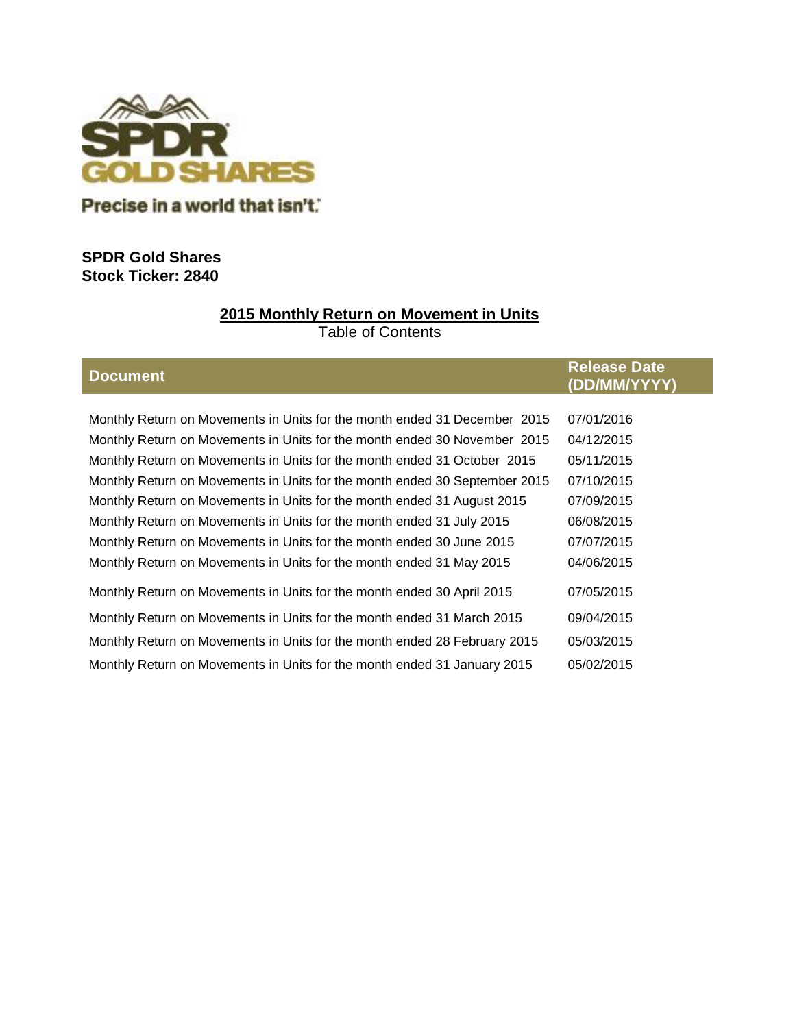Precise in a world that isn't.

**SPDR Gold Shares**
**Stock Ticker: 2840**

## 2015 Monthly Return on Movement in Units

Table of Contents

| Document | Release Date (DD/MM/YYYY) |
|---|---|
| Monthly Return on Movements in Units for the month ended 31 December 2015 | 07/01/2016 |
| Monthly Return on Movements in Units for the month ended 30 November 2015 | 04/12/2015 |
| Monthly Return on Movements in Units for the month ended 31 October 2015 | 05/11/2015 |
| Monthly Return on Movements in Units for the month ended 30 September 2015 | 07/10/2015 |
| Monthly Return on Movements in Units for the month ended 31 August 2015 | 07/09/2015 |
| Monthly Return on Movements in Units for the month ended 31 July 2015 | 06/08/2015 |
| Monthly Return on Movements in Units for the month ended 30 June 2015 | 07/07/2015 |
| Monthly Return on Movements in Units for the month ended 31 May 2015 | 04/06/2015 |
| Monthly Return on Movements in Units for the month ended 30 April 2015 | 07/05/2015 |
| Monthly Return on Movements in Units for the month ended 31 March 2015 | 09/04/2015 |
| Monthly Return on Movements in Units for the month ended 28 February 2015 | 05/03/2015 |
| Monthly Return on Movements in Units for the month ended 31 January 2015 | 05/02/2015 |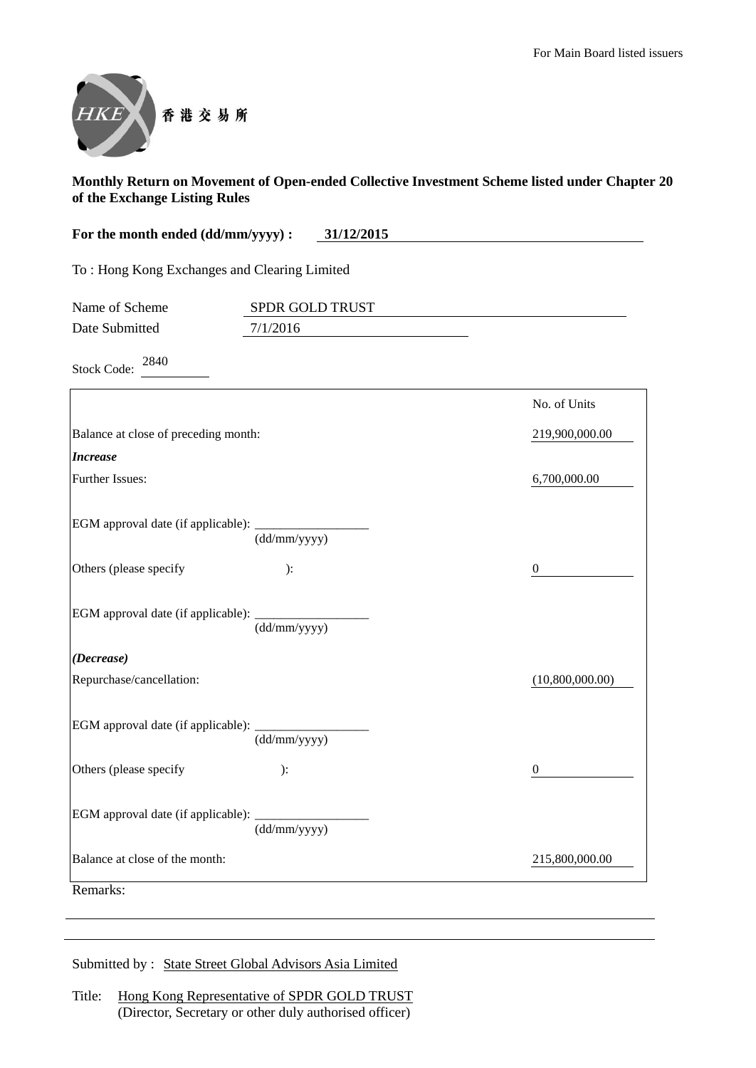For Main Board listed issuers

香港交易所

**Monthly Return on Movement of Open-ended Collective Investment Scheme listed under Chapter 20 of the Exchange Listing Rules**

**For the month ended (dd/mm/yyyy) : 31/12/2015**

To : Hong Kong Exchanges and Clearing Limited

Name of Scheme: SPDR GOLD TRUST

Date Submitted: 7/1/2016

Stock Code: 2840

| | No. of Units |
|---|---|
| Balance at close of preceding month: | 219,900,000.00 |
| ***Increase*** | |
| Further Issues: | 6,700,000.00 |
| EGM approval date (if applicable): ______ (dd/mm/yyyy) | |
| Others (please specify ): | 0 |
| EGM approval date (if applicable): ______ (dd/mm/yyyy) | |
| ***(Decrease)*** | |
| Repurchase/cancellation: | (10,800,000.00) |
| EGM approval date (if applicable): ______ (dd/mm/yyyy) | |
| Others (please specify ): | 0 |
| EGM approval date (if applicable): ______ (dd/mm/yyyy) | |
| Balance at close of the month: | 215,800,000.00 |

Remarks:

Submitted by : State Street Global Advisors Asia Limited

Title: Hong Kong Representative of SPDR GOLD TRUST
(Director, Secretary or other duly authorised officer)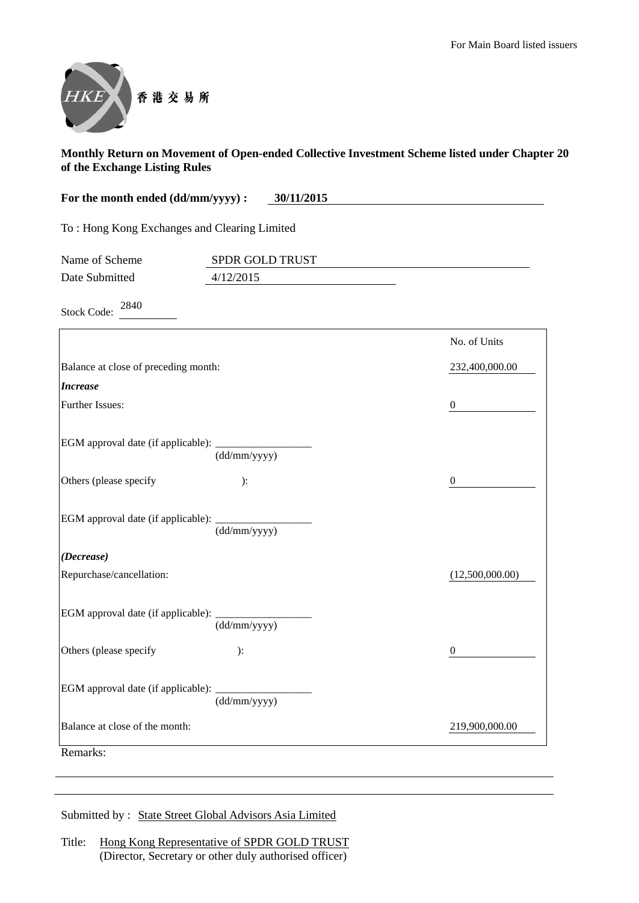For Main Board listed issuers

香港交易所

**Monthly Return on Movement of Open-ended Collective Investment Scheme listed under Chapter 20 of the Exchange Listing Rules**

**For the month ended (dd/mm/yyyy) : 30/11/2015**

To : Hong Kong Exchanges and Clearing Limited

Name of Scheme: SPDR GOLD TRUST

Date Submitted: 4/12/2015

Stock Code: 2840

| | No. of Units |
|---|---|
| Balance at close of preceding month: | 232,400,000.00 |
| ***Increase*** | |
| Further Issues: | 0 |
| EGM approval date (if applicable): ______ (dd/mm/yyyy) | |
| Others (please specify ): | 0 |
| EGM approval date (if applicable): ______ (dd/mm/yyyy) | |
| ***(Decrease)*** | |
| Repurchase/cancellation: | (12,500,000.00) |
| EGM approval date (if applicable): ______ (dd/mm/yyyy) | |
| Others (please specify ): | 0 |
| EGM approval date (if applicable): ______ (dd/mm/yyyy) | |
| Balance at close of the month: | 219,900,000.00 |

Remarks:

Submitted by : State Street Global Advisors Asia Limited

Title: Hong Kong Representative of SPDR GOLD TRUST
(Director, Secretary or other duly authorised officer)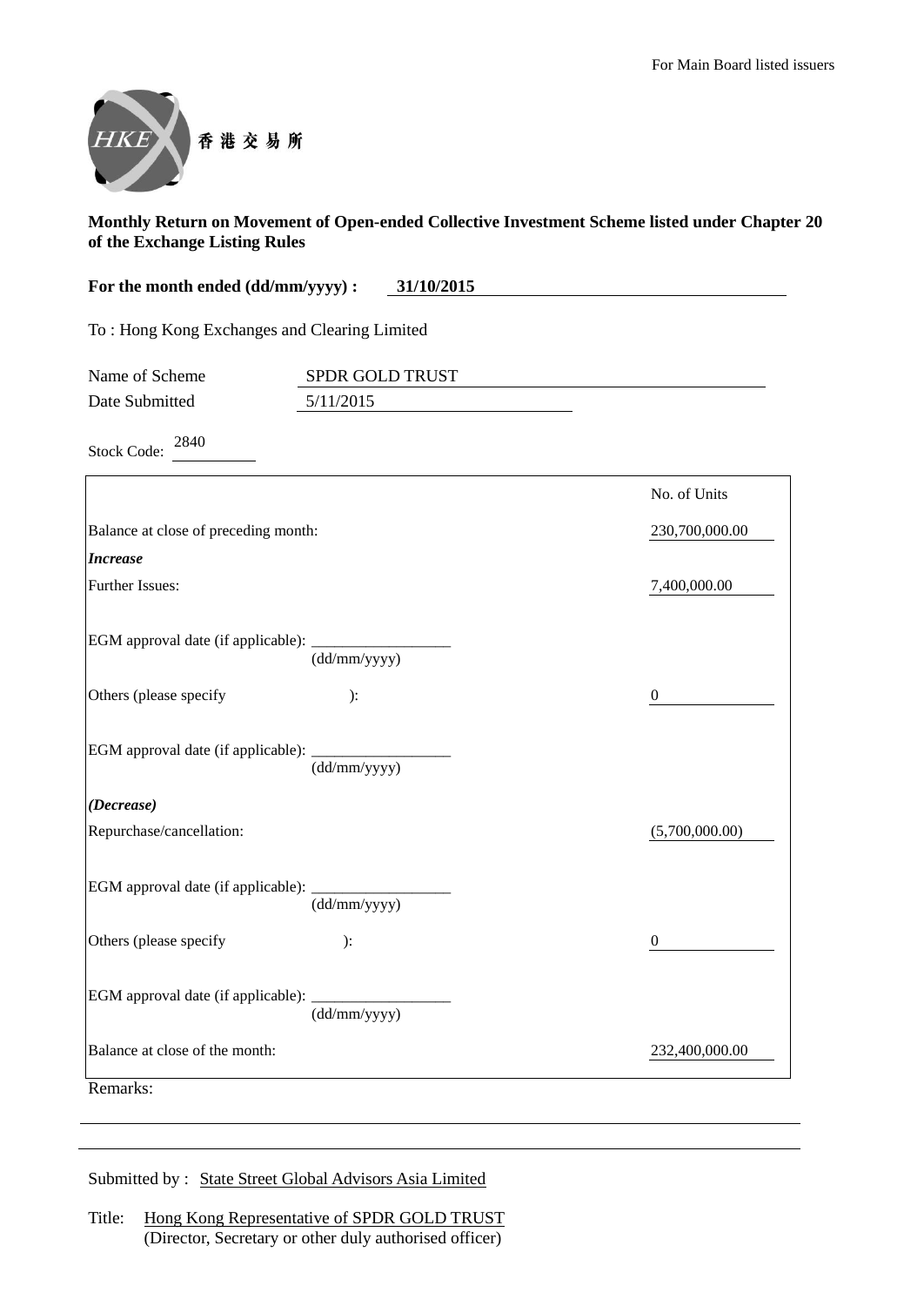For Main Board listed issuers

香港交易所

**Monthly Return on Movement of Open-ended Collective Investment Scheme listed under Chapter 20 of the Exchange Listing Rules**

**For the month ended (dd/mm/yyyy) : 31/10/2015**

To : Hong Kong Exchanges and Clearing Limited

Name of Scheme: SPDR GOLD TRUST

Date Submitted: 5/11/2015

Stock Code: 2840

| | No. of Units |
|---|---|
| Balance at close of preceding month: | 230,700,000.00 |
| ***Increase*** | |
| Further Issues: | 7,400,000.00 |
| EGM approval date (if applicable): ___________ (dd/mm/yyyy) | |
| Others (please specify ): | 0 |
| EGM approval date (if applicable): ___________ (dd/mm/yyyy) | |
| ***(Decrease)*** | |
| Repurchase/cancellation: | (5,700,000.00) |
| EGM approval date (if applicable): ___________ (dd/mm/yyyy) | |
| Others (please specify ): | 0 |
| EGM approval date (if applicable): ___________ (dd/mm/yyyy) | |
| Balance at close of the month: | 232,400,000.00 |

Remarks:

Submitted by : State Street Global Advisors Asia Limited

Title: Hong Kong Representative of SPDR GOLD TRUST
(Director, Secretary or other duly authorised officer)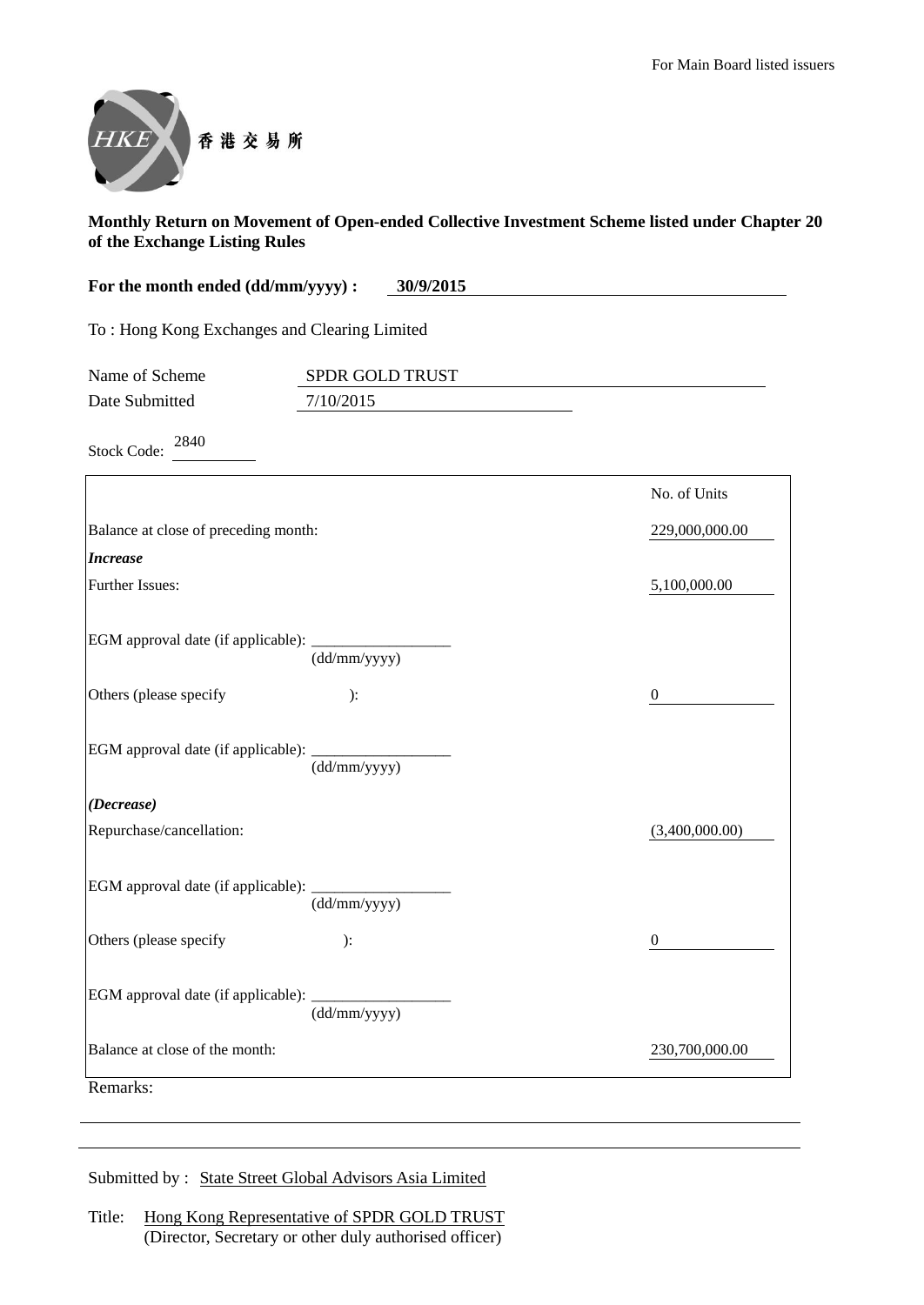For Main Board listed issuers

HKEX 香港交易所

**Monthly Return on Movement of Open-ended Collective Investment Scheme listed under Chapter 20 of the Exchange Listing Rules**

**For the month ended (dd/mm/yyyy) : 30/9/2015**

To : Hong Kong Exchanges and Clearing Limited

Name of Scheme: SPDR GOLD TRUST

Date Submitted: 7/10/2015

Stock Code: 2840

| | No. of Units |
|---|---|
| Balance at close of preceding month: | 229,000,000.00 |
| ***Increase*** | |
| Further Issues: | 5,100,000.00 |
| EGM approval date (if applicable): __________ (dd/mm/yyyy) | |
| Others (please specify ): | 0 |
| EGM approval date (if applicable): __________ (dd/mm/yyyy) | |
| ***(Decrease)*** | |
| Repurchase/cancellation: | (3,400,000.00) |
| EGM approval date (if applicable): __________ (dd/mm/yyyy) | |
| Others (please specify ): | 0 |
| EGM approval date (if applicable): __________ (dd/mm/yyyy) | |
| Balance at close of the month: | 230,700,000.00 |

Remarks:

Submitted by : State Street Global Advisors Asia Limited

Title: Hong Kong Representative of SPDR GOLD TRUST
(Director, Secretary or other duly authorised officer)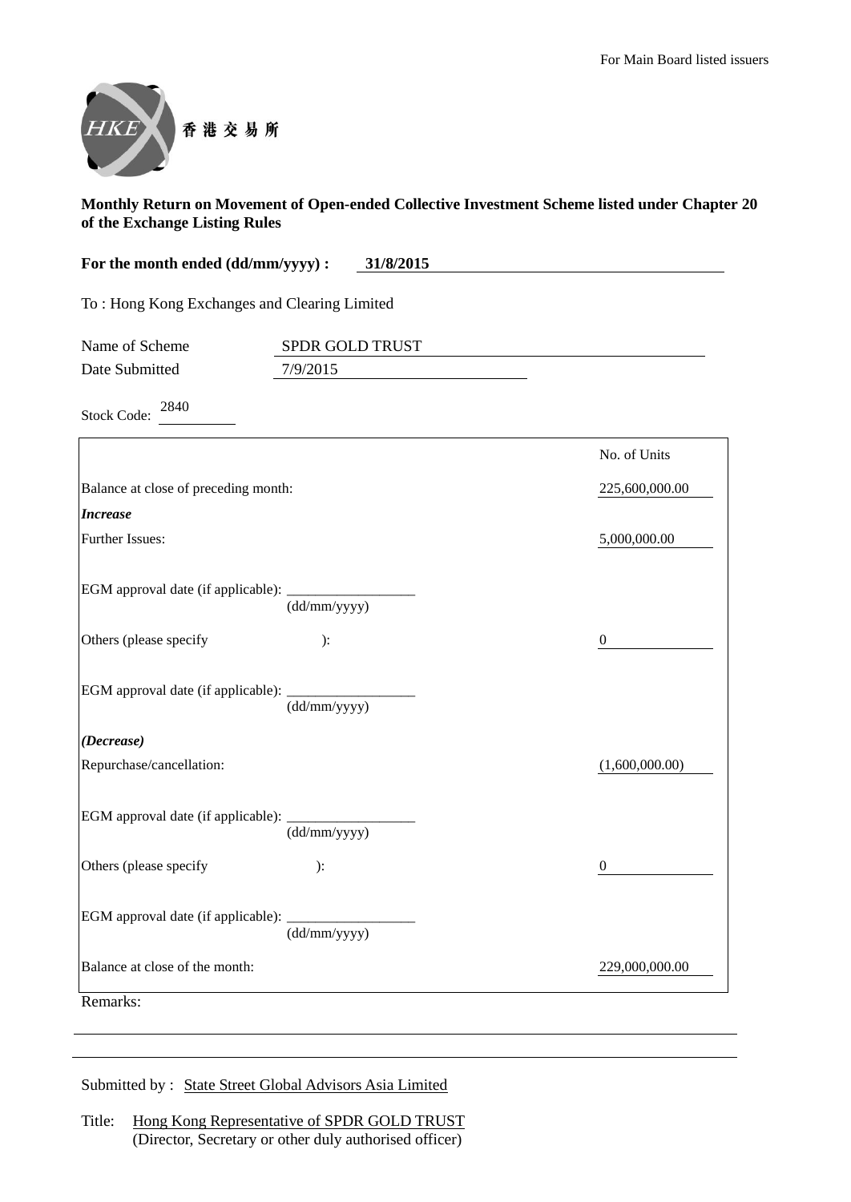For Main Board listed issuers

HKEX 香港交易所

**Monthly Return on Movement of Open-ended Collective Investment Scheme listed under Chapter 20 of the Exchange Listing Rules**

**For the month ended (dd/mm/yyyy) : 31/8/2015**

To : Hong Kong Exchanges and Clearing Limited

Name of Scheme: SPDR GOLD TRUST

Date Submitted: 7/9/2015

Stock Code: 2840

| | No. of Units |
|---|---|
| Balance at close of preceding month: | 225,600,000.00 |
| ***Increase*** | |
| Further Issues: | 5,000,000.00 |
| EGM approval date (if applicable): __________ (dd/mm/yyyy) | |
| Others (please specify ): | 0 |
| EGM approval date (if applicable): __________ (dd/mm/yyyy) | |
| ***(Decrease)*** | |
| Repurchase/cancellation: | (1,600,000.00) |
| EGM approval date (if applicable): __________ (dd/mm/yyyy) | |
| Others (please specify ): | 0 |
| EGM approval date (if applicable): __________ (dd/mm/yyyy) | |
| Balance at close of the month: | 229,000,000.00 |

Remarks:

Submitted by : State Street Global Advisors Asia Limited

Title: Hong Kong Representative of SPDR GOLD TRUST
(Director, Secretary or other duly authorised officer)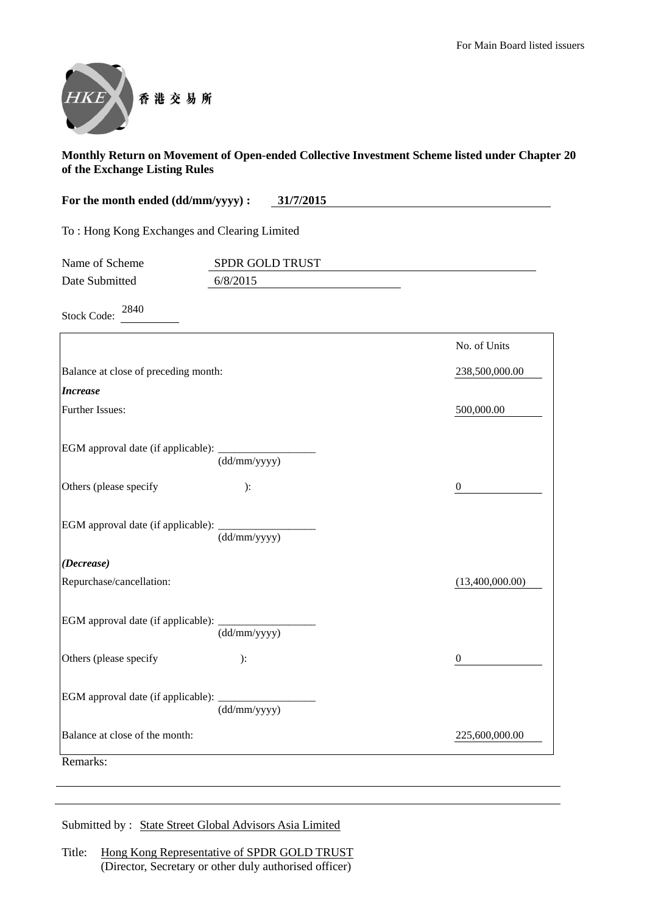For Main Board listed issuers

HKEX 香港交易所

**Monthly Return on Movement of Open-ended Collective Investment Scheme listed under Chapter 20 of the Exchange Listing Rules**

**For the month ended (dd/mm/yyyy) : 31/7/2015**

To : Hong Kong Exchanges and Clearing Limited

Name of Scheme: SPDR GOLD TRUST

Date Submitted: 6/8/2015

Stock Code: 2840

| | No. of Units |
|---|---|
| Balance at close of preceding month: | 238,500,000.00 |
| ***Increase*** | |
| Further Issues: | 500,000.00 |
| EGM approval date (if applicable): ____________ (dd/mm/yyyy) | |
| Others (please specify ): | 0 |
| EGM approval date (if applicable): ____________ (dd/mm/yyyy) | |
| ***(Decrease)*** | |
| Repurchase/cancellation: | (13,400,000.00) |
| EGM approval date (if applicable): ____________ (dd/mm/yyyy) | |
| Others (please specify ): | 0 |
| EGM approval date (if applicable): ____________ (dd/mm/yyyy) | |
| Balance at close of the month: | 225,600,000.00 |

Remarks:

Submitted by : State Street Global Advisors Asia Limited

Title: Hong Kong Representative of SPDR GOLD TRUST
(Director, Secretary or other duly authorised officer)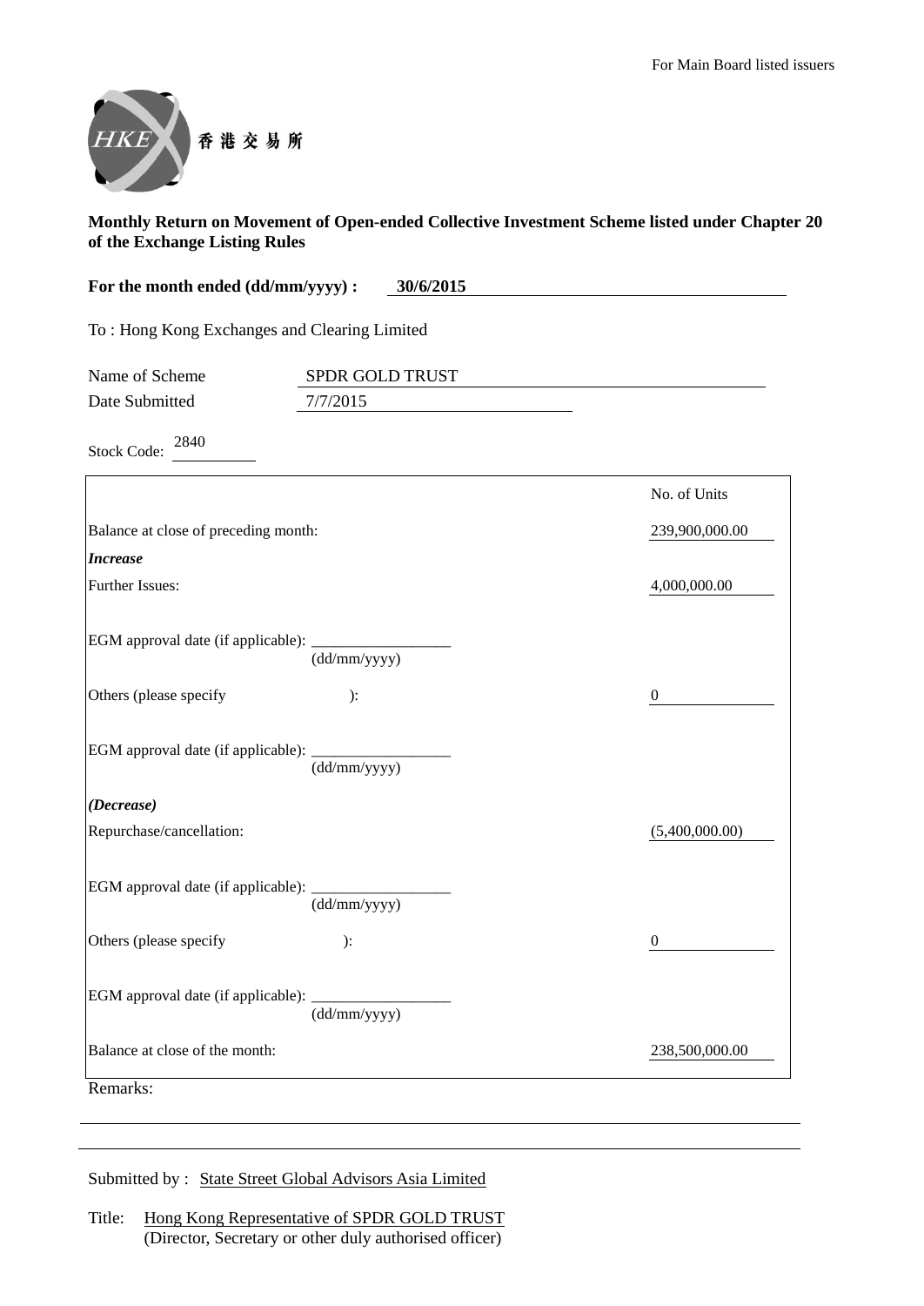For Main Board listed issuers

HKEX 香港交易所

**Monthly Return on Movement of Open-ended Collective Investment Scheme listed under Chapter 20 of the Exchange Listing Rules**

**For the month ended (dd/mm/yyyy) : 30/6/2015**

To : Hong Kong Exchanges and Clearing Limited

Name of Scheme: SPDR GOLD TRUST

Date Submitted: 7/7/2015

Stock Code: 2840

| | No. of Units |
|---|---|
| Balance at close of preceding month: | 239,900,000.00 |
| ***Increase*** | |
| Further Issues: | 4,000,000.00 |
| EGM approval date (if applicable): ______ (dd/mm/yyyy) | |
| Others (please specify ): | 0 |
| EGM approval date (if applicable): ______ (dd/mm/yyyy) | |
| ***(Decrease)*** | |
| Repurchase/cancellation: | (5,400,000.00) |
| EGM approval date (if applicable): ______ (dd/mm/yyyy) | |
| Others (please specify ): | 0 |
| EGM approval date (if applicable): ______ (dd/mm/yyyy) | |
| Balance at close of the month: | 238,500,000.00 |

Remarks:

Submitted by : State Street Global Advisors Asia Limited

Title: Hong Kong Representative of SPDR GOLD TRUST
(Director, Secretary or other duly authorised officer)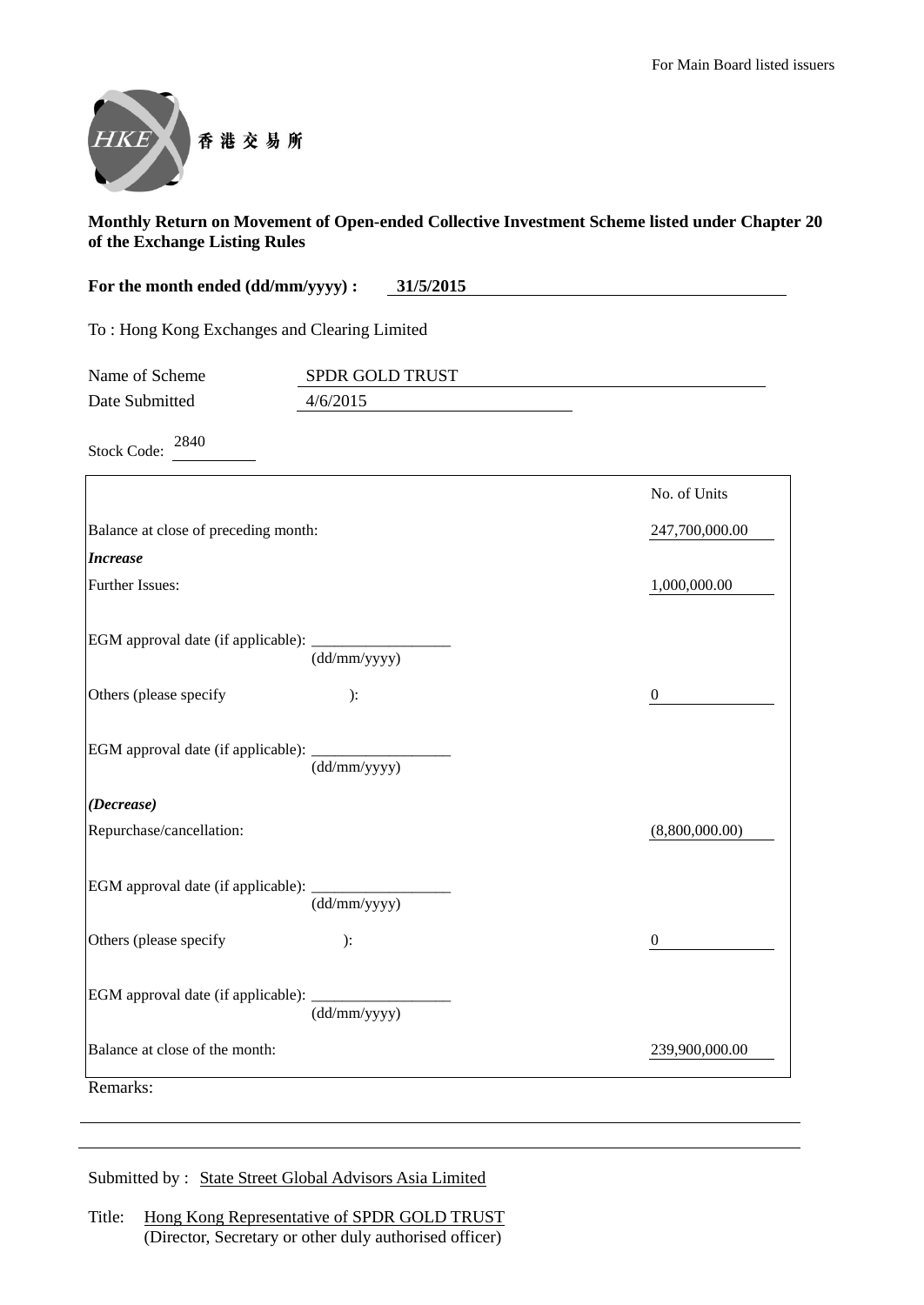For Main Board listed issuers

HKEX 香港交易所

**Monthly Return on Movement of Open-ended Collective Investment Scheme listed under Chapter 20 of the Exchange Listing Rules**

**For the month ended (dd/mm/yyyy) :** **31/5/2015**

To : Hong Kong Exchanges and Clearing Limited

Name of Scheme: SPDR GOLD TRUST

Date Submitted: 4/6/2015

Stock Code: 2840

| | No. of Units |
|---|---|
| Balance at close of preceding month: | 247,700,000.00 |
| ***Increase*** | |
| Further Issues: | 1,000,000.00 |
| EGM approval date (if applicable): ________ (dd/mm/yyyy) | |
| Others (please specify ): | 0 |
| EGM approval date (if applicable): ________ (dd/mm/yyyy) | |
| ***(Decrease)*** | |
| Repurchase/cancellation: | (8,800,000.00) |
| EGM approval date (if applicable): ________ (dd/mm/yyyy) | |
| Others (please specify ): | 0 |
| EGM approval date (if applicable): ________ (dd/mm/yyyy) | |
| Balance at close of the month: | 239,900,000.00 |

Remarks:

Submitted by : State Street Global Advisors Asia Limited

Title: Hong Kong Representative of SPDR GOLD TRUST
(Director, Secretary or other duly authorised officer)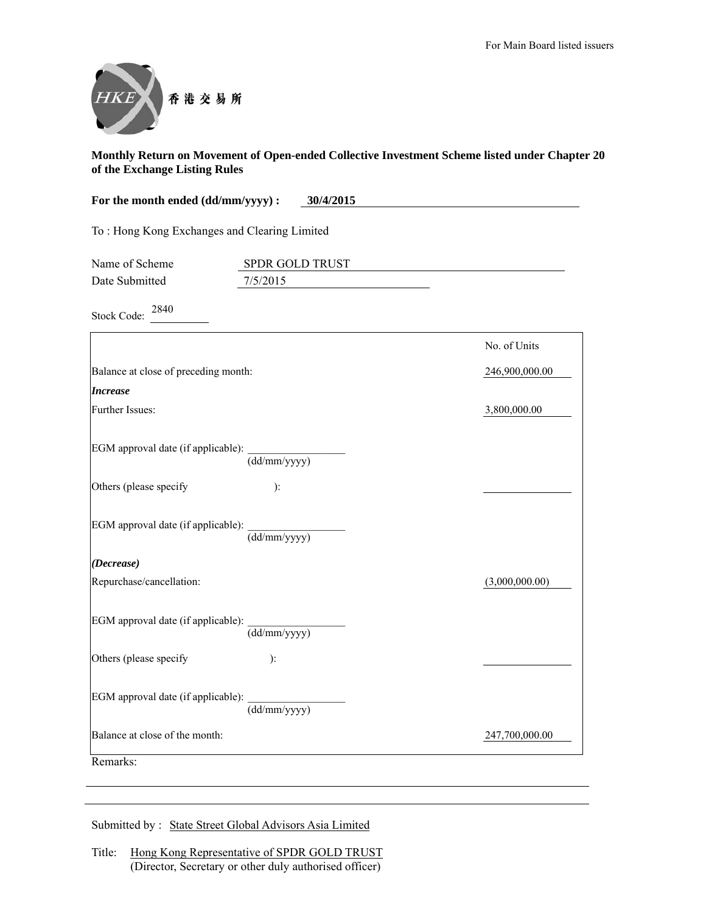For Main Board listed issuers

香港交易所

**Monthly Return on Movement of Open-ended Collective Investment Scheme listed under Chapter 20 of the Exchange Listing Rules**

**For the month ended (dd/mm/yyyy) : 30/4/2015**

To : Hong Kong Exchanges and Clearing Limited

Name of Scheme: SPDR GOLD TRUST
Date Submitted: 7/5/2015

Stock Code: 2840

| | No. of Units |
|---|---|
| Balance at close of preceding month: | 246,900,000.00 |
| ***Increase*** | |
| Further Issues: | 3,800,000.00 |
| EGM approval date (if applicable): ________ (dd/mm/yyyy) | |
| Others (please specify ): | |
| EGM approval date (if applicable): ________ (dd/mm/yyyy) | |
| ***(Decrease)*** | |
| Repurchase/cancellation: | (3,000,000.00) |
| EGM approval date (if applicable): ________ (dd/mm/yyyy) | |
| Others (please specify ): | |
| EGM approval date (if applicable): ________ (dd/mm/yyyy) | |
| Balance at close of the month: | 247,700,000.00 |

Remarks:

Submitted by : State Street Global Advisors Asia Limited

Title: Hong Kong Representative of SPDR GOLD TRUST
(Director, Secretary or other duly authorised officer)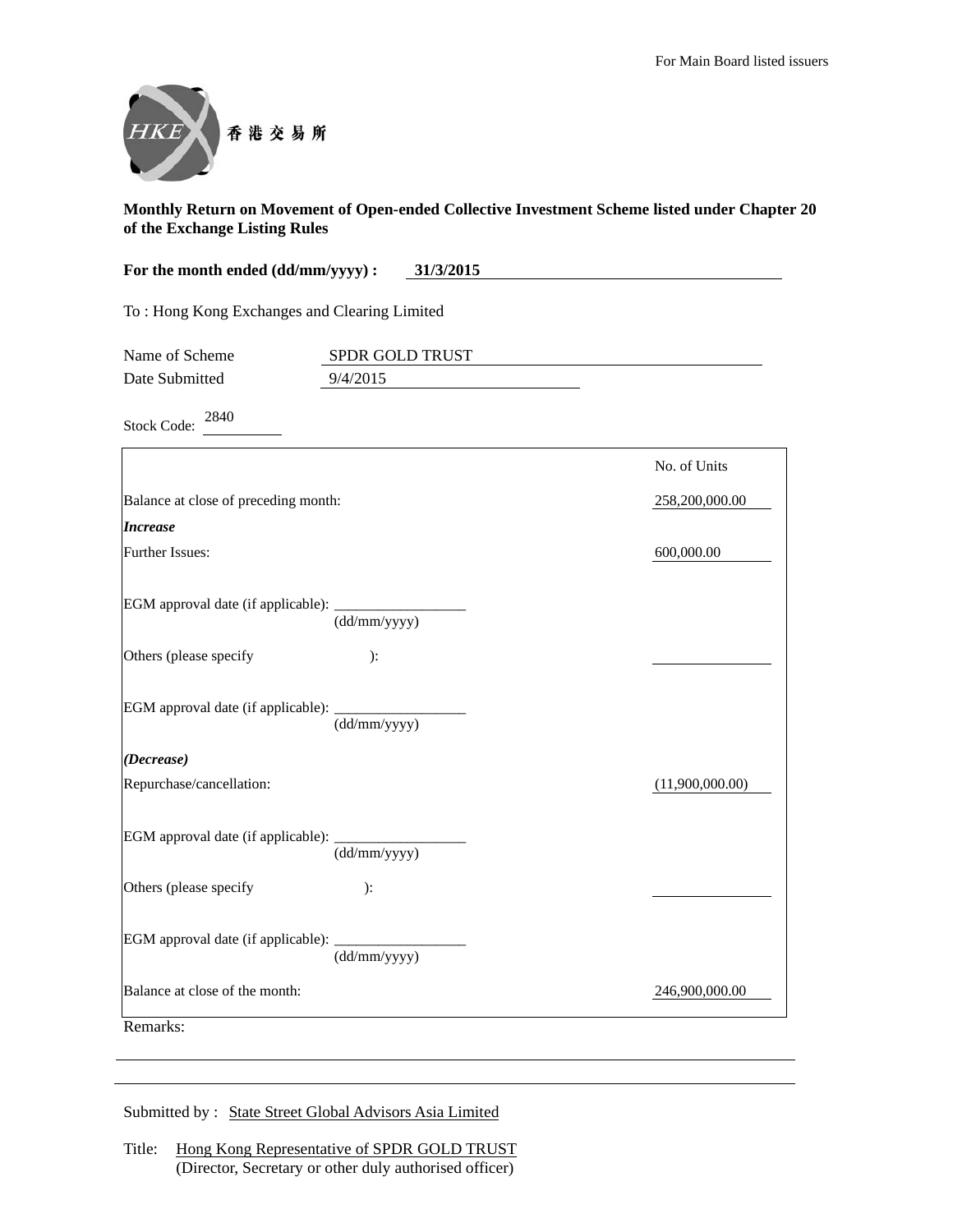For Main Board listed issuers

香港交易所

**Monthly Return on Movement of Open-ended Collective Investment Scheme listed under Chapter 20 of the Exchange Listing Rules**

**For the month ended (dd/mm/yyyy) : 31/3/2015**

To : Hong Kong Exchanges and Clearing Limited

Name of Scheme: SPDR GOLD TRUST

Date Submitted: 9/4/2015

Stock Code: 2840

| | No. of Units |
|---|---|
| Balance at close of preceding month: | 258,200,000.00 |
| ***Increase*** | |
| Further Issues: | 600,000.00 |
| EGM approval date (if applicable): ____________ (dd/mm/yyyy) | |
| Others (please specify ): | |
| EGM approval date (if applicable): ____________ (dd/mm/yyyy) | |
| ***(Decrease)*** | |
| Repurchase/cancellation: | (11,900,000.00) |
| EGM approval date (if applicable): ____________ (dd/mm/yyyy) | |
| Others (please specify ): | |
| EGM approval date (if applicable): ____________ (dd/mm/yyyy) | |
| Balance at close of the month: | 246,900,000.00 |

Remarks:

Submitted by : State Street Global Advisors Asia Limited

Title: Hong Kong Representative of SPDR GOLD TRUST
(Director, Secretary or other duly authorised officer)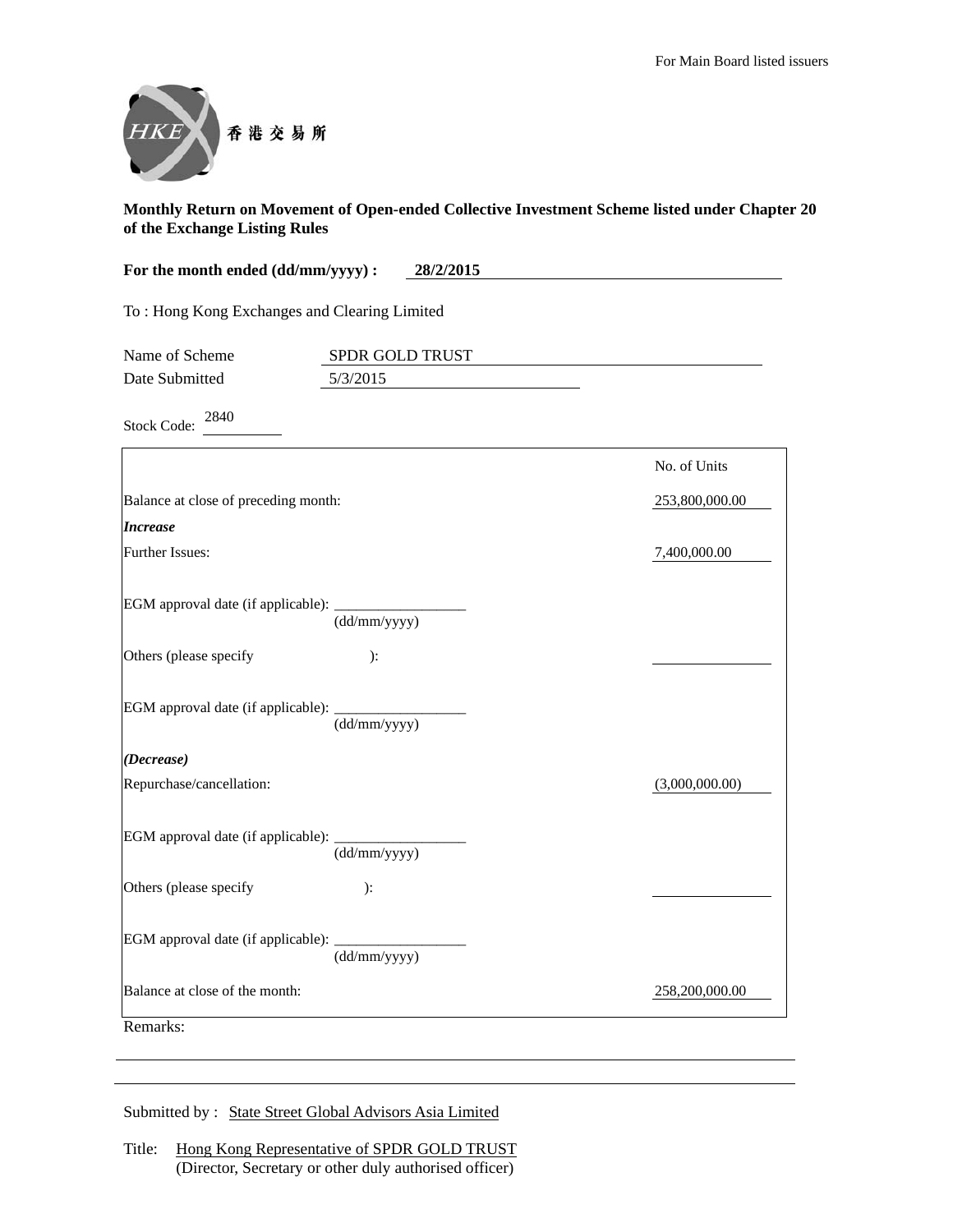For Main Board listed issuers

香港交易所

**Monthly Return on Movement of Open-ended Collective Investment Scheme listed under Chapter 20 of the Exchange Listing Rules**

**For the month ended (dd/mm/yyyy) : 28/2/2015**

To : Hong Kong Exchanges and Clearing Limited

Name of Scheme: SPDR GOLD TRUST
Date Submitted: 5/3/2015

Stock Code: 2840

| | No. of Units |
|---|---|
| Balance at close of preceding month: | 253,800,000.00 |
| ***Increase*** | |
| Further Issues: | 7,400,000.00 |
| EGM approval date (if applicable): ________ (dd/mm/yyyy) | |
| Others (please specify ): | |
| EGM approval date (if applicable): ________ (dd/mm/yyyy) | |
| ***(Decrease)*** | |
| Repurchase/cancellation: | (3,000,000.00) |
| EGM approval date (if applicable): ________ (dd/mm/yyyy) | |
| Others (please specify ): | |
| EGM approval date (if applicable): ________ (dd/mm/yyyy) | |
| Balance at close of the month: | 258,200,000.00 |

Remarks:

Submitted by : State Street Global Advisors Asia Limited

Title: Hong Kong Representative of SPDR GOLD TRUST
(Director, Secretary or other duly authorised officer)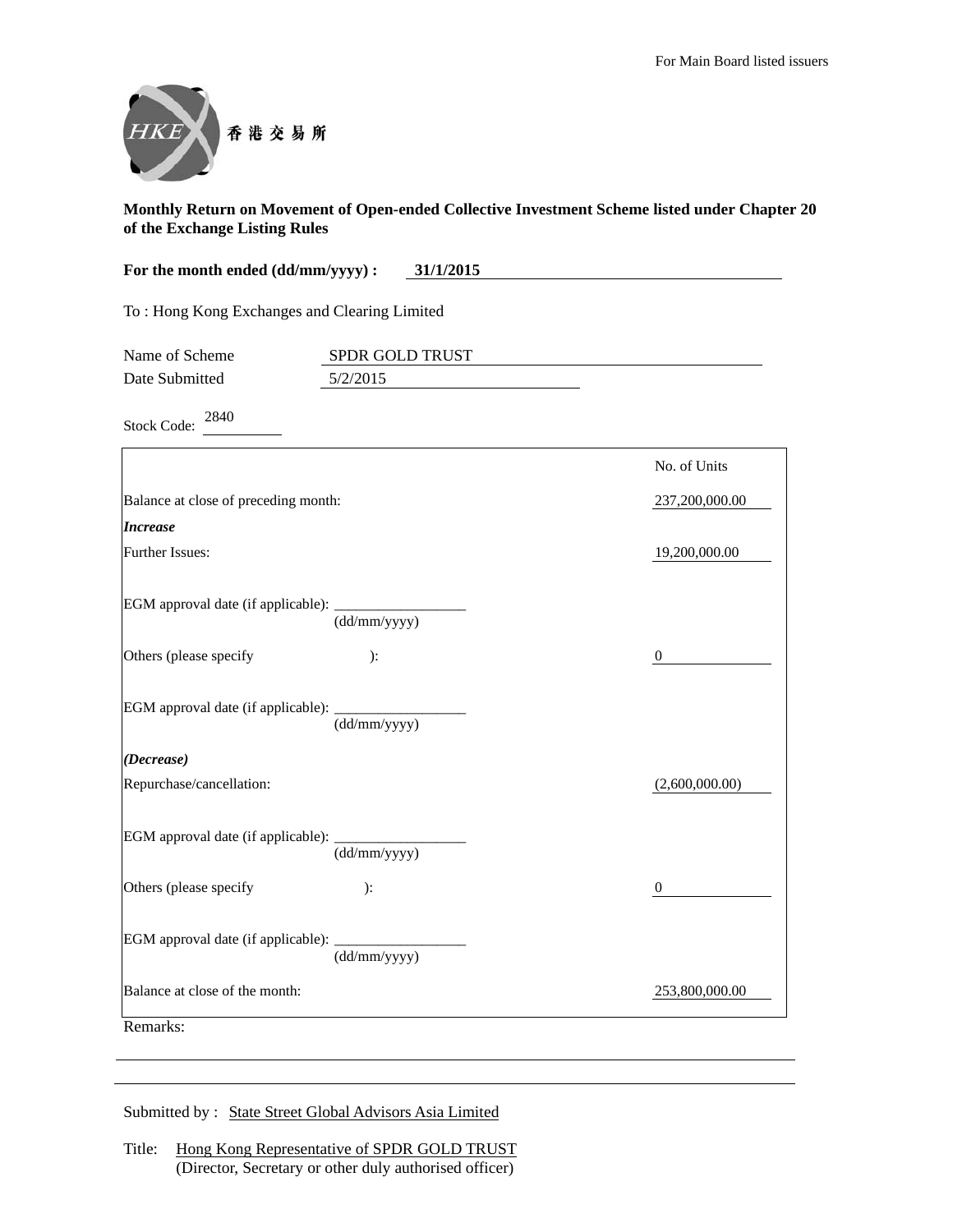For Main Board listed issuers

香港交易所

**Monthly Return on Movement of Open-ended Collective Investment Scheme listed under Chapter 20 of the Exchange Listing Rules**

**For the month ended (dd/mm/yyyy) : 31/1/2015**

To : Hong Kong Exchanges and Clearing Limited

Name of Scheme: SPDR GOLD TRUST

Date Submitted: 5/2/2015

Stock Code: 2840

| | No. of Units |
|---|---|
| Balance at close of preceding month: | 237,200,000.00 |
| ***Increase*** | |
| Further Issues: | 19,200,000.00 |
| EGM approval date (if applicable): __________ (dd/mm/yyyy) | |
| Others (please specify ): | 0 |
| EGM approval date (if applicable): __________ (dd/mm/yyyy) | |
| ***(Decrease)*** | |
| Repurchase/cancellation: | (2,600,000.00) |
| EGM approval date (if applicable): __________ (dd/mm/yyyy) | |
| Others (please specify ): | 0 |
| EGM approval date (if applicable): __________ (dd/mm/yyyy) | |
| Balance at close of the month: | 253,800,000.00 |

Remarks:

Submitted by : State Street Global Advisors Asia Limited

Title: Hong Kong Representative of SPDR GOLD TRUST
(Director, Secretary or other duly authorised officer)